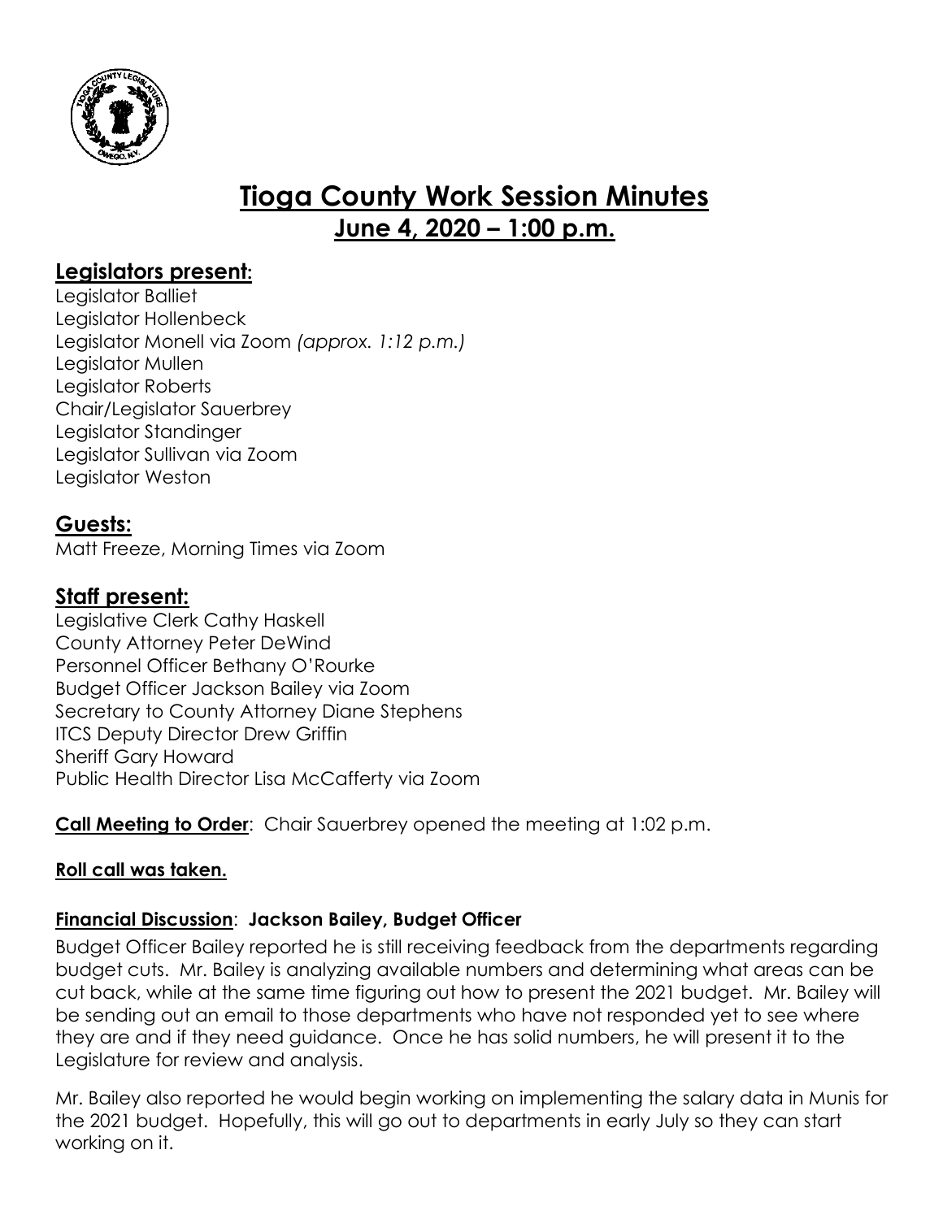# Tioga County Work Session Minutes

## June 4, 2020 – 1:00 p.m.

## Legislators present:

Legislator Balliet
Legislator Hollenbeck
Legislator Monell via Zoom *(approx. 1:12 p.m.)*
Legislator Mullen
Legislator Roberts
Chair/Legislator Sauerbrey
Legislator Standinger
Legislator Sullivan via Zoom
Legislator Weston

## Guests:

Matt Freeze, Morning Times via Zoom

## Staff present:

Legislative Clerk Cathy Haskell
County Attorney Peter DeWind
Personnel Officer Bethany O'Rourke
Budget Officer Jackson Bailey via Zoom
Secretary to County Attorney Diane Stephens
ITCS Deputy Director Drew Griffin
Sheriff Gary Howard
Public Health Director Lisa McCafferty via Zoom

**Call Meeting to Order**: Chair Sauerbrey opened the meeting at 1:02 p.m.

**Roll call was taken.**

**Financial Discussion**: **Jackson Bailey, Budget Officer**

Budget Officer Bailey reported he is still receiving feedback from the departments regarding budget cuts. Mr. Bailey is analyzing available numbers and determining what areas can be cut back, while at the same time figuring out how to present the 2021 budget. Mr. Bailey will be sending out an email to those departments who have not responded yet to see where they are and if they need guidance. Once he has solid numbers, he will present it to the Legislature for review and analysis.

Mr. Bailey also reported he would begin working on implementing the salary data in Munis for the 2021 budget. Hopefully, this will go out to departments in early July so they can start working on it.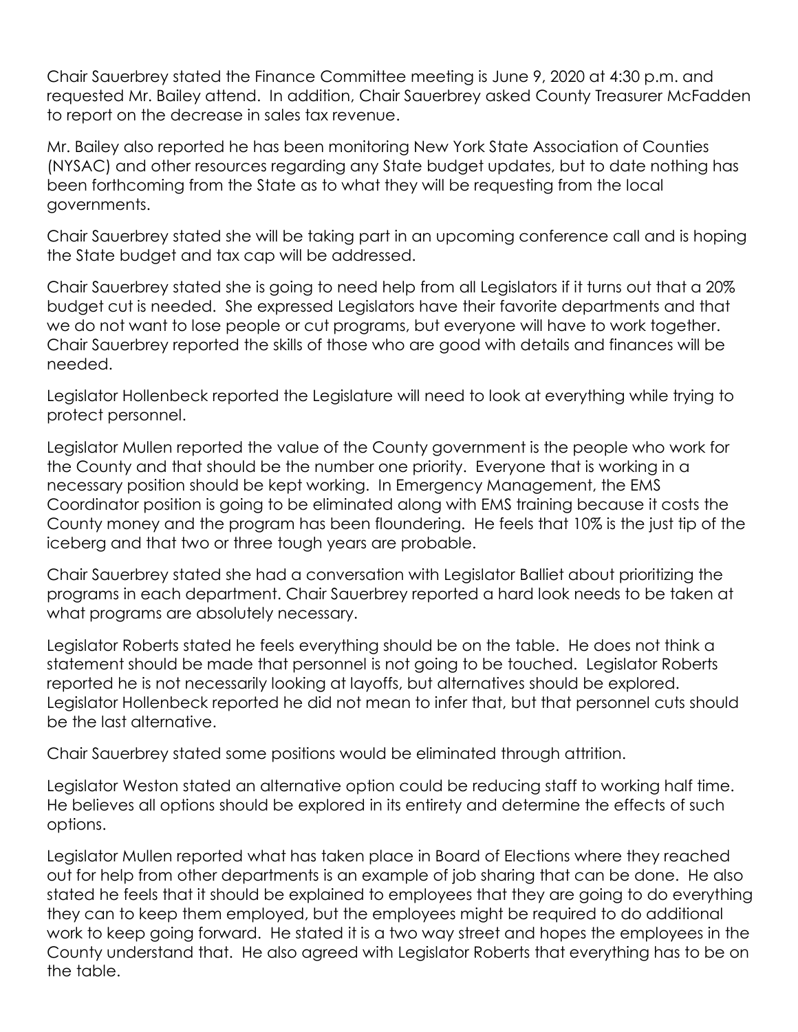Chair Sauerbrey stated the Finance Committee meeting is June 9, 2020 at 4:30 p.m. and requested Mr. Bailey attend. In addition, Chair Sauerbrey asked County Treasurer McFadden to report on the decrease in sales tax revenue.

Mr. Bailey also reported he has been monitoring New York State Association of Counties (NYSAC) and other resources regarding any State budget updates, but to date nothing has been forthcoming from the State as to what they will be requesting from the local governments.

Chair Sauerbrey stated she will be taking part in an upcoming conference call and is hoping the State budget and tax cap will be addressed.

Chair Sauerbrey stated she is going to need help from all Legislators if it turns out that a 20% budget cut is needed. She expressed Legislators have their favorite departments and that we do not want to lose people or cut programs, but everyone will have to work together. Chair Sauerbrey reported the skills of those who are good with details and finances will be needed.

Legislator Hollenbeck reported the Legislature will need to look at everything while trying to protect personnel.

Legislator Mullen reported the value of the County government is the people who work for the County and that should be the number one priority. Everyone that is working in a necessary position should be kept working. In Emergency Management, the EMS Coordinator position is going to be eliminated along with EMS training because it costs the County money and the program has been floundering. He feels that 10% is the just tip of the iceberg and that two or three tough years are probable.

Chair Sauerbrey stated she had a conversation with Legislator Balliet about prioritizing the programs in each department. Chair Sauerbrey reported a hard look needs to be taken at what programs are absolutely necessary.

Legislator Roberts stated he feels everything should be on the table. He does not think a statement should be made that personnel is not going to be touched. Legislator Roberts reported he is not necessarily looking at layoffs, but alternatives should be explored. Legislator Hollenbeck reported he did not mean to infer that, but that personnel cuts should be the last alternative.

Chair Sauerbrey stated some positions would be eliminated through attrition.

Legislator Weston stated an alternative option could be reducing staff to working half time. He believes all options should be explored in its entirety and determine the effects of such options.

Legislator Mullen reported what has taken place in Board of Elections where they reached out for help from other departments is an example of job sharing that can be done. He also stated he feels that it should be explained to employees that they are going to do everything they can to keep them employed, but the employees might be required to do additional work to keep going forward. He stated it is a two way street and hopes the employees in the County understand that. He also agreed with Legislator Roberts that everything has to be on the table.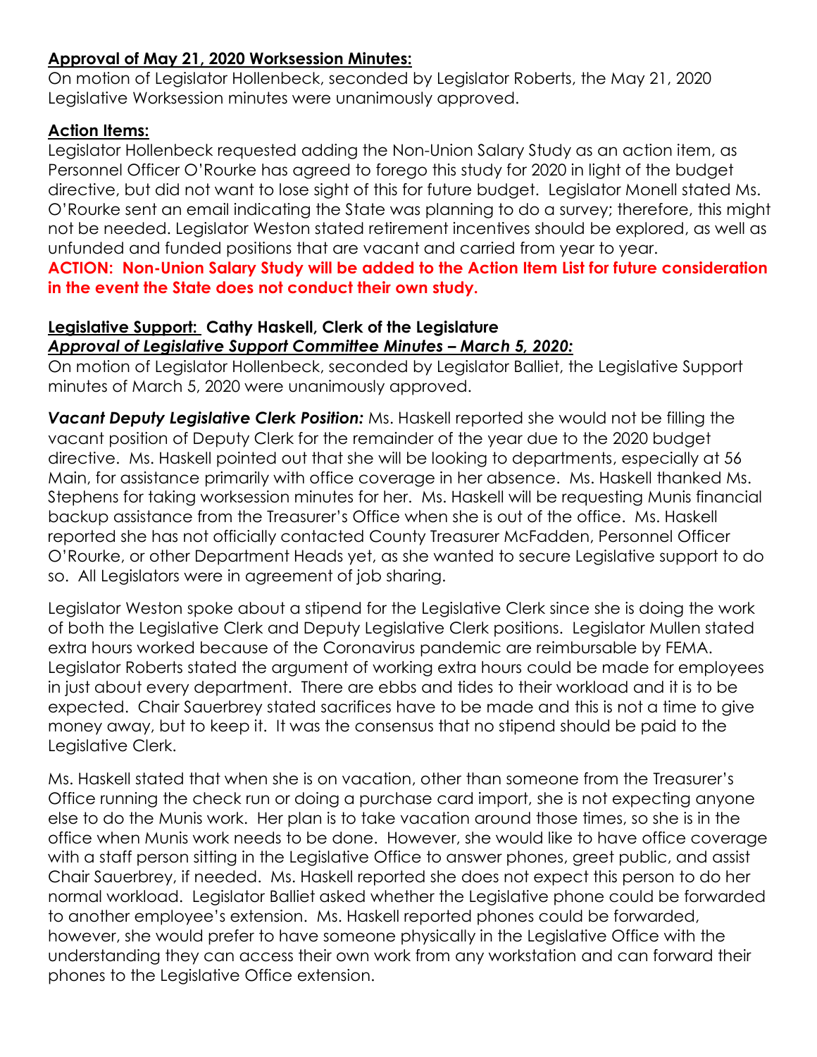**Approval of May 21, 2020 Worksession Minutes:**

On motion of Legislator Hollenbeck, seconded by Legislator Roberts, the May 21, 2020 Legislative Worksession minutes were unanimously approved.

**Action Items:**

Legislator Hollenbeck requested adding the Non-Union Salary Study as an action item, as Personnel Officer O'Rourke has agreed to forego this study for 2020 in light of the budget directive, but did not want to lose sight of this for future budget. Legislator Monell stated Ms. O'Rourke sent an email indicating the State was planning to do a survey; therefore, this might not be needed. Legislator Weston stated retirement incentives should be explored, as well as unfunded and funded positions that are vacant and carried from year to year.

**ACTION: Non-Union Salary Study will be added to the Action Item List for future consideration in the event the State does not conduct their own study.**

**Legislative Support: Cathy Haskell, Clerk of the Legislature**

***Approval of Legislative Support Committee Minutes – March 5, 2020:***

On motion of Legislator Hollenbeck, seconded by Legislator Balliet, the Legislative Support minutes of March 5, 2020 were unanimously approved.

***Vacant Deputy Legislative Clerk Position:*** Ms. Haskell reported she would not be filling the vacant position of Deputy Clerk for the remainder of the year due to the 2020 budget directive. Ms. Haskell pointed out that she will be looking to departments, especially at 56 Main, for assistance primarily with office coverage in her absence. Ms. Haskell thanked Ms. Stephens for taking worksession minutes for her. Ms. Haskell will be requesting Munis financial backup assistance from the Treasurer's Office when she is out of the office. Ms. Haskell reported she has not officially contacted County Treasurer McFadden, Personnel Officer O'Rourke, or other Department Heads yet, as she wanted to secure Legislative support to do so. All Legislators were in agreement of job sharing.

Legislator Weston spoke about a stipend for the Legislative Clerk since she is doing the work of both the Legislative Clerk and Deputy Legislative Clerk positions. Legislator Mullen stated extra hours worked because of the Coronavirus pandemic are reimbursable by FEMA. Legislator Roberts stated the argument of working extra hours could be made for employees in just about every department. There are ebbs and tides to their workload and it is to be expected. Chair Sauerbrey stated sacrifices have to be made and this is not a time to give money away, but to keep it. It was the consensus that no stipend should be paid to the Legislative Clerk.

Ms. Haskell stated that when she is on vacation, other than someone from the Treasurer's Office running the check run or doing a purchase card import, she is not expecting anyone else to do the Munis work. Her plan is to take vacation around those times, so she is in the office when Munis work needs to be done. However, she would like to have office coverage with a staff person sitting in the Legislative Office to answer phones, greet public, and assist Chair Sauerbrey, if needed. Ms. Haskell reported she does not expect this person to do her normal workload. Legislator Balliet asked whether the Legislative phone could be forwarded to another employee's extension. Ms. Haskell reported phones could be forwarded, however, she would prefer to have someone physically in the Legislative Office with the understanding they can access their own work from any workstation and can forward their phones to the Legislative Office extension.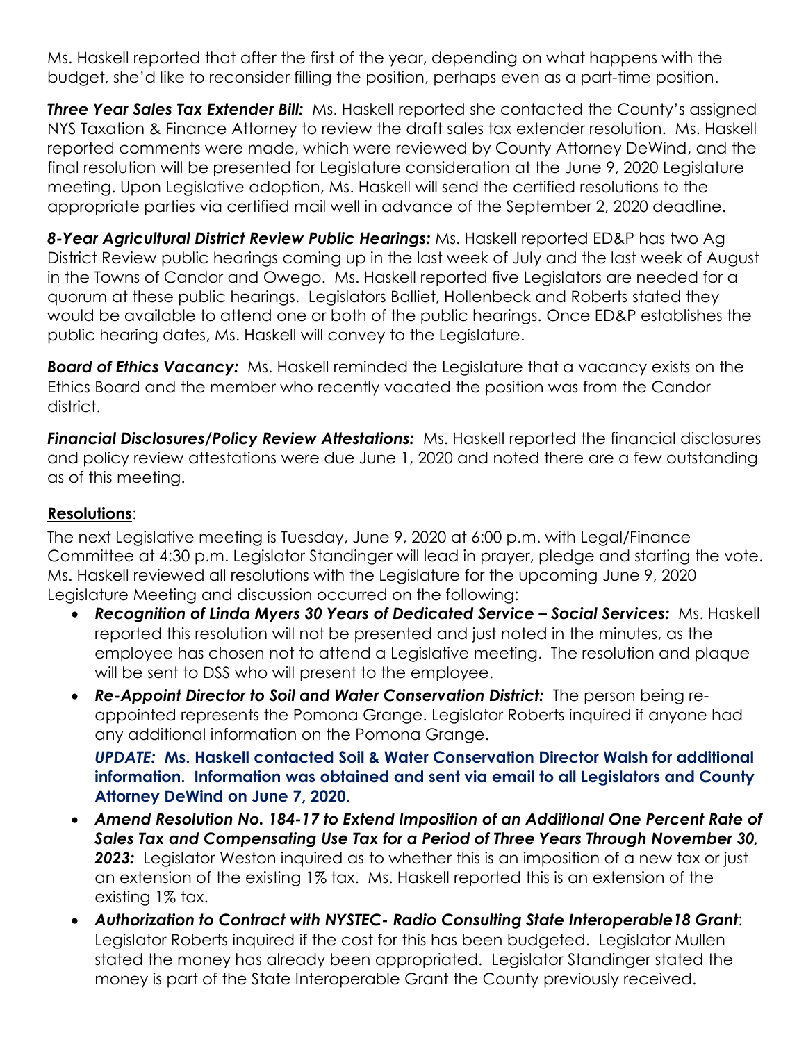Ms. Haskell reported that after the first of the year, depending on what happens with the budget, she'd like to reconsider filling the position, perhaps even as a part-time position.

***Three Year Sales Tax Extender Bill:*** Ms. Haskell reported she contacted the County's assigned NYS Taxation & Finance Attorney to review the draft sales tax extender resolution. Ms. Haskell reported comments were made, which were reviewed by County Attorney DeWind, and the final resolution will be presented for Legislature consideration at the June 9, 2020 Legislature meeting. Upon Legislative adoption, Ms. Haskell will send the certified resolutions to the appropriate parties via certified mail well in advance of the September 2, 2020 deadline.

***8-Year Agricultural District Review Public Hearings:*** Ms. Haskell reported ED&P has two Ag District Review public hearings coming up in the last week of July and the last week of August in the Towns of Candor and Owego. Ms. Haskell reported five Legislators are needed for a quorum at these public hearings. Legislators Balliet, Hollenbeck and Roberts stated they would be available to attend one or both of the public hearings. Once ED&P establishes the public hearing dates, Ms. Haskell will convey to the Legislature.

***Board of Ethics Vacancy:*** Ms. Haskell reminded the Legislature that a vacancy exists on the Ethics Board and the member who recently vacated the position was from the Candor district.

***Financial Disclosures/Policy Review Attestations:*** Ms. Haskell reported the financial disclosures and policy review attestations were due June 1, 2020 and noted there are a few outstanding as of this meeting.

**Resolutions**:

The next Legislative meeting is Tuesday, June 9, 2020 at 6:00 p.m. with Legal/Finance Committee at 4:30 p.m. Legislator Standinger will lead in prayer, pledge and starting the vote. Ms. Haskell reviewed all resolutions with the Legislature for the upcoming June 9, 2020 Legislature Meeting and discussion occurred on the following:

- ***Recognition of Linda Myers 30 Years of Dedicated Service – Social Services:*** Ms. Haskell reported this resolution will not be presented and just noted in the minutes, as the employee has chosen not to attend a Legislative meeting. The resolution and plaque will be sent to DSS who will present to the employee.
- ***Re-Appoint Director to Soil and Water Conservation District:*** The person being re-appointed represents the Pomona Grange. Legislator Roberts inquired if anyone had any additional information on the Pomona Grange.

  ***UPDATE:* Ms. Haskell contacted Soil & Water Conservation Director Walsh for additional information. Information was obtained and sent via email to all Legislators and County Attorney DeWind on June 7, 2020.**
- ***Amend Resolution No. 184-17 to Extend Imposition of an Additional One Percent Rate of Sales Tax and Compensating Use Tax for a Period of Three Years Through November 30, 2023:*** Legislator Weston inquired as to whether this is an imposition of a new tax or just an extension of the existing 1% tax. Ms. Haskell reported this is an extension of the existing 1% tax.
- ***Authorization to Contract with NYSTEC- Radio Consulting State Interoperable18 Grant***: Legislator Roberts inquired if the cost for this has been budgeted. Legislator Mullen stated the money has already been appropriated. Legislator Standinger stated the money is part of the State Interoperable Grant the County previously received.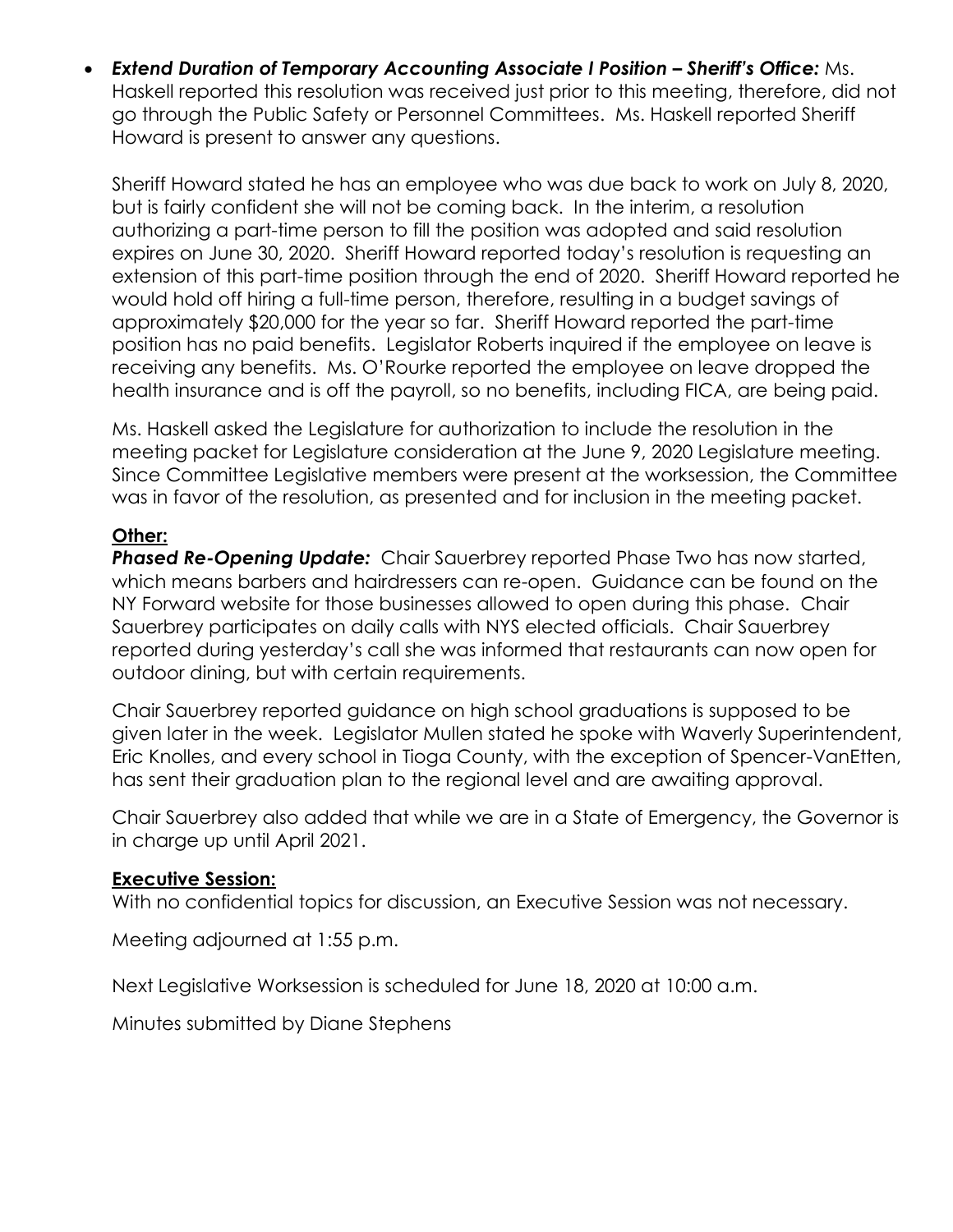- ***Extend Duration of Temporary Accounting Associate I Position – Sheriff's Office:*** Ms. Haskell reported this resolution was received just prior to this meeting, therefore, did not go through the Public Safety or Personnel Committees. Ms. Haskell reported Sheriff Howard is present to answer any questions.

  Sheriff Howard stated he has an employee who was due back to work on July 8, 2020, but is fairly confident she will not be coming back. In the interim, a resolution authorizing a part-time person to fill the position was adopted and said resolution expires on June 30, 2020. Sheriff Howard reported today's resolution is requesting an extension of this part-time position through the end of 2020. Sheriff Howard reported he would hold off hiring a full-time person, therefore, resulting in a budget savings of approximately $20,000 for the year so far. Sheriff Howard reported the part-time position has no paid benefits. Legislator Roberts inquired if the employee on leave is receiving any benefits. Ms. O'Rourke reported the employee on leave dropped the health insurance and is off the payroll, so no benefits, including FICA, are being paid.

  Ms. Haskell asked the Legislature for authorization to include the resolution in the meeting packet for Legislature consideration at the June 9, 2020 Legislature meeting. Since Committee Legislative members were present at the worksession, the Committee was in favor of the resolution, as presented and for inclusion in the meeting packet.

**Other:**

***Phased Re-Opening Update:*** Chair Sauerbrey reported Phase Two has now started, which means barbers and hairdressers can re-open. Guidance can be found on the NY Forward website for those businesses allowed to open during this phase. Chair Sauerbrey participates on daily calls with NYS elected officials. Chair Sauerbrey reported during yesterday's call she was informed that restaurants can now open for outdoor dining, but with certain requirements.

Chair Sauerbrey reported guidance on high school graduations is supposed to be given later in the week. Legislator Mullen stated he spoke with Waverly Superintendent, Eric Knolles, and every school in Tioga County, with the exception of Spencer-VanEtten, has sent their graduation plan to the regional level and are awaiting approval.

Chair Sauerbrey also added that while we are in a State of Emergency, the Governor is in charge up until April 2021.

**Executive Session:**

With no confidential topics for discussion, an Executive Session was not necessary.

Meeting adjourned at 1:55 p.m.

Next Legislative Worksession is scheduled for June 18, 2020 at 10:00 a.m.

Minutes submitted by Diane Stephens